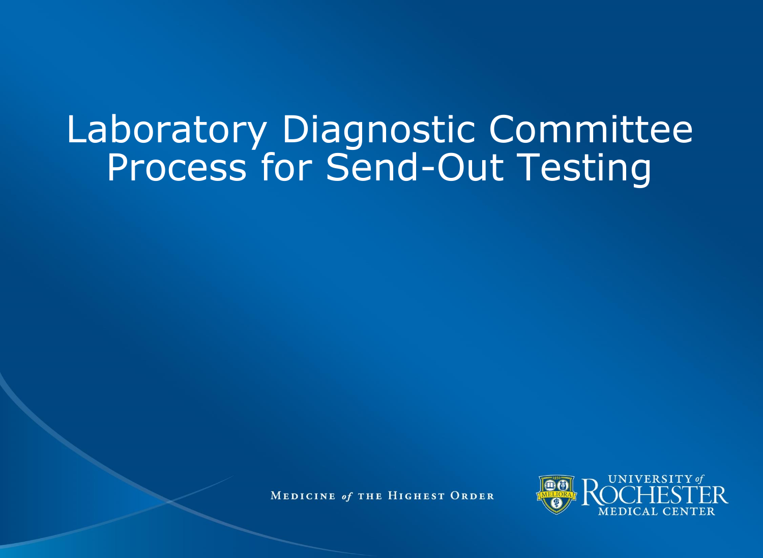# Laboratory Diagnostic Committee Process for Send-Out Testing

MEDICINE *of* THE HIGHEST ORDER

UNIVERSITY *of* ROCHESTER MEDICAL CENTER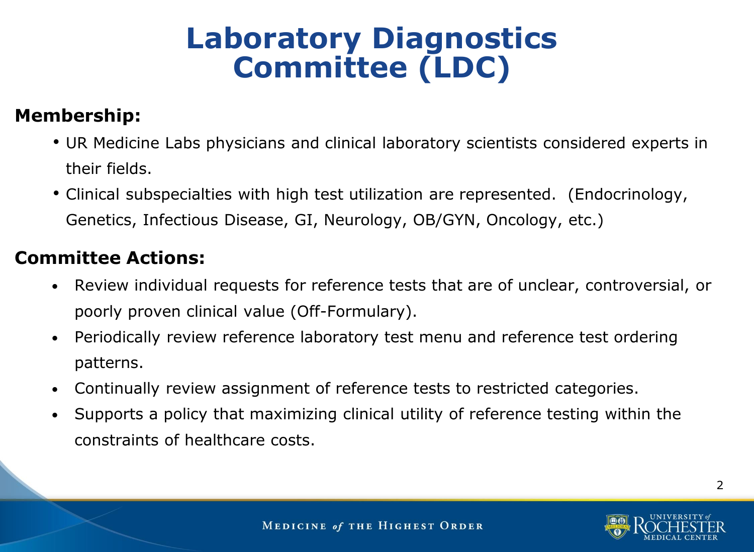# Laboratory Diagnostics Committee (LDC)

**Membership:**

- UR Medicine Labs physicians and clinical laboratory scientists considered experts in their fields.
- Clinical subspecialties with high test utilization are represented. (Endocrinology, Genetics, Infectious Disease, GI, Neurology, OB/GYN, Oncology, etc.)

**Committee Actions:**

- Review individual requests for reference tests that are of unclear, controversial, or poorly proven clinical value (Off-Formulary).
- Periodically review reference laboratory test menu and reference test ordering patterns.
- Continually review assignment of reference tests to restricted categories.
- Supports a policy that maximizing clinical utility of reference testing within the constraints of healthcare costs.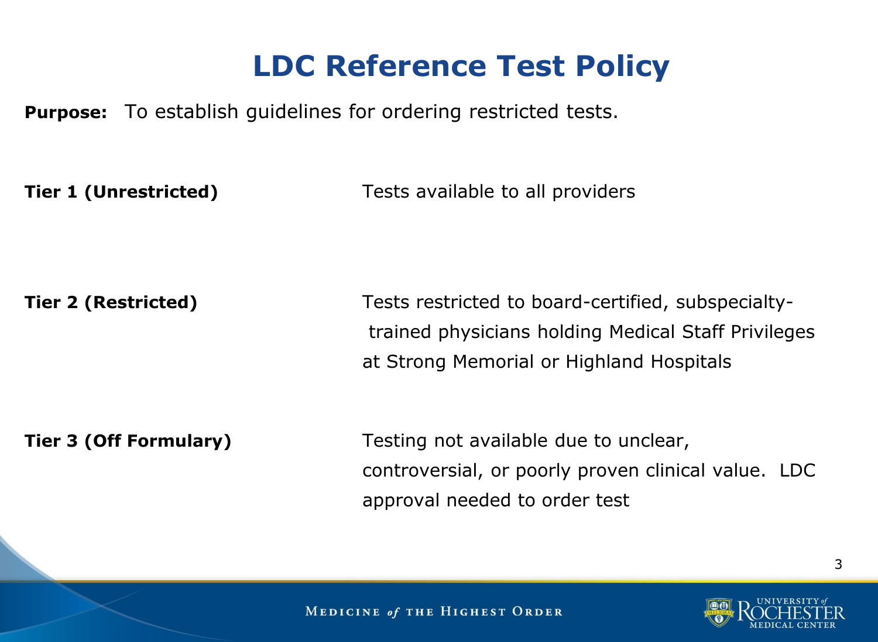# LDC Reference Test Policy

**Purpose:** To establish guidelines for ordering restricted tests.

| | |
|---|---|
| **Tier 1 (Unrestricted)** | Tests available to all providers |
| **Tier 2 (Restricted)** | Tests restricted to board-certified, subspecialty-trained physicians holding Medical Staff Privileges at Strong Memorial or Highland Hospitals |
| **Tier 3 (Off Formulary)** | Testing not available due to unclear, controversial, or poorly proven clinical value. LDC approval needed to order test |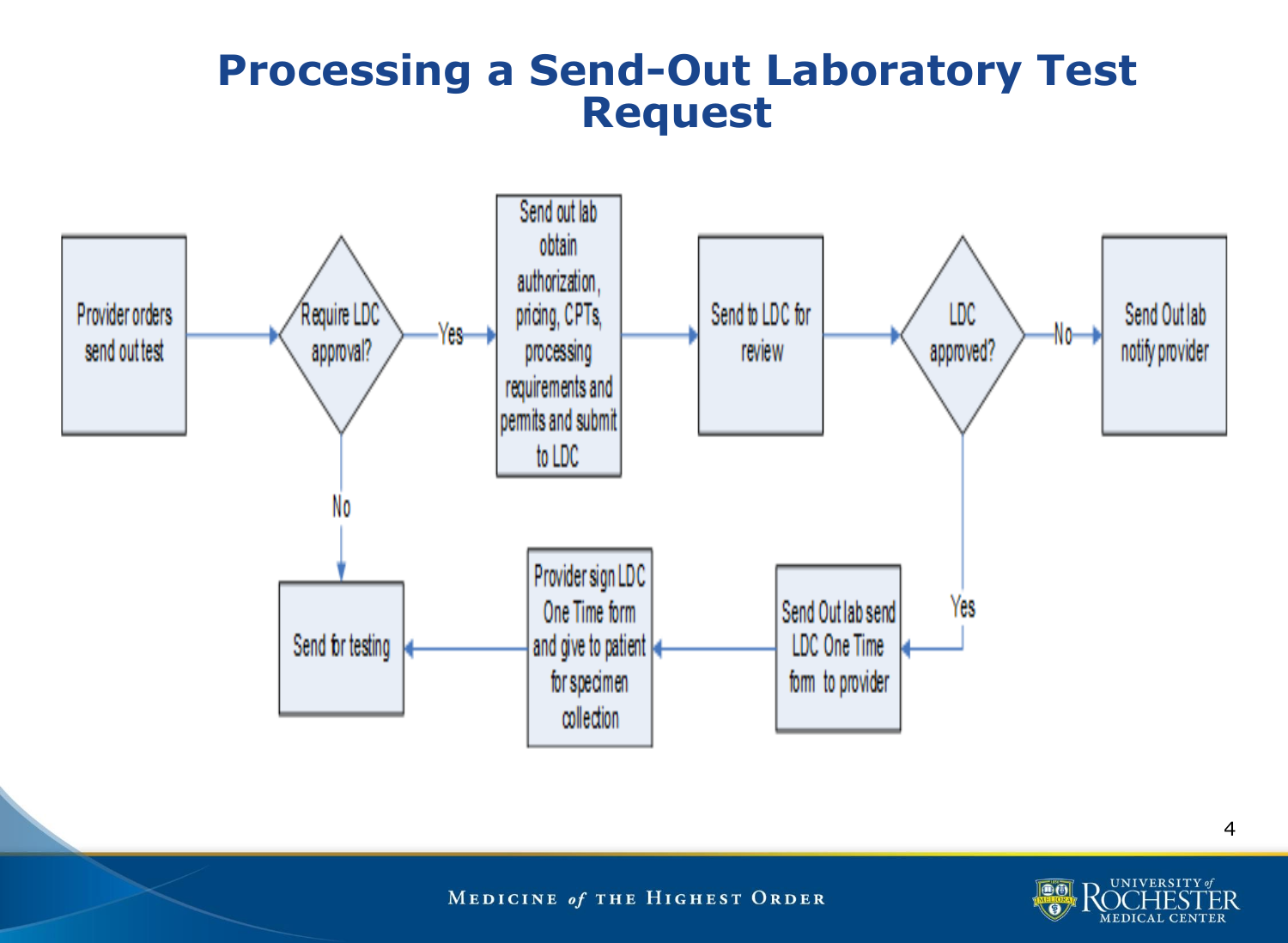# Processing a Send-Out Laboratory Test Request

- Provider orders send out test → **Require LDC approval?**
  - **No** → Send for testing
  - **Yes** → Send out lab obtain authorization, pricing, CPTs, processing requirements and permits and submit to LDC → Send to LDC for review → **LDC approved?**
    - **No** → Send Out lab notify provider
    - **Yes** → Send Out lab send LDC One Time form to provider → Provider sign LDC One Time form and give to patient for specimen collection → Send for testing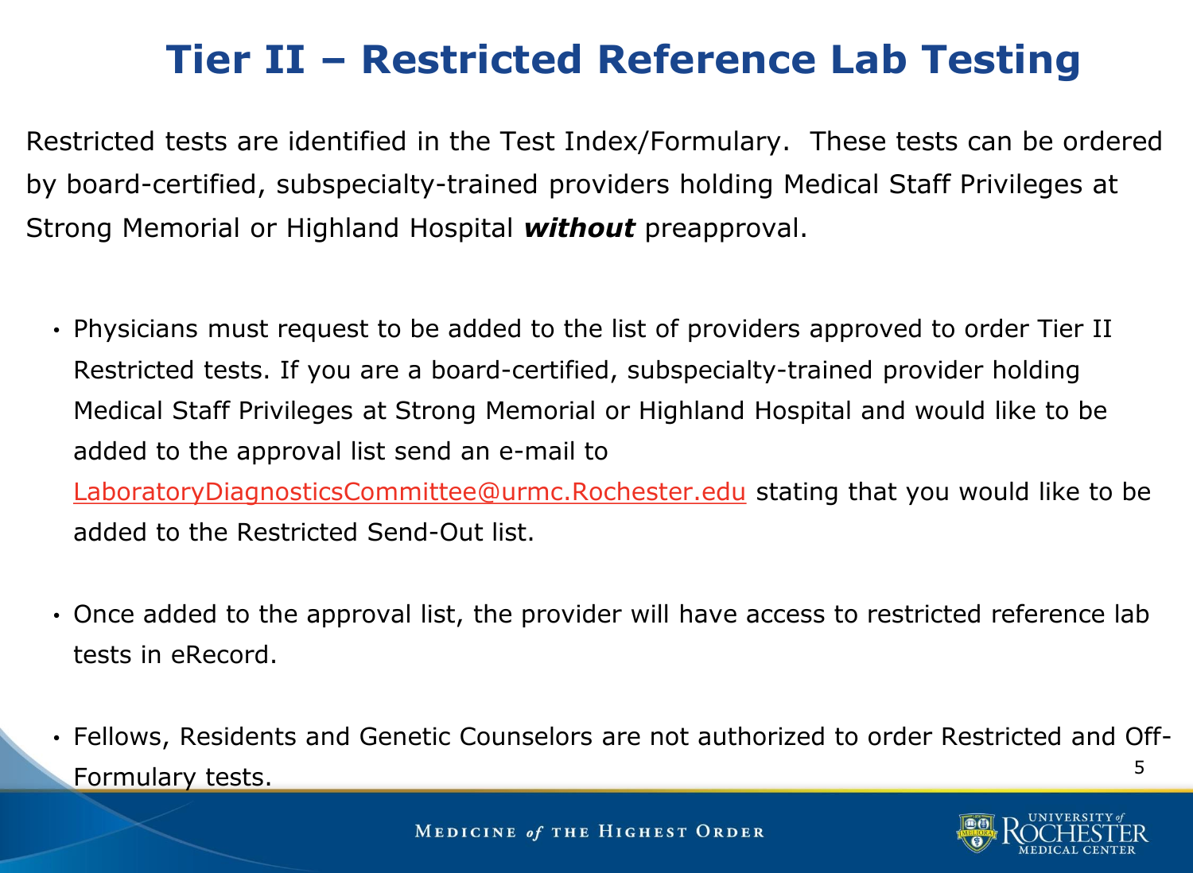# Tier II – Restricted Reference Lab Testing

Restricted tests are identified in the Test Index/Formulary. These tests can be ordered by board-certified, subspecialty-trained providers holding Medical Staff Privileges at Strong Memorial or Highland Hospital ***without*** preapproval.

- Physicians must request to be added to the list of providers approved to order Tier II Restricted tests. If you are a board-certified, subspecialty-trained provider holding Medical Staff Privileges at Strong Memorial or Highland Hospital and would like to be added to the approval list send an e-mail to LaboratoryDiagnosticsCommittee@urmc.Rochester.edu stating that you would like to be added to the Restricted Send-Out list.

- Once added to the approval list, the provider will have access to restricted reference lab tests in eRecord.

- Fellows, Residents and Genetic Counselors are not authorized to order Restricted and Off-Formulary tests.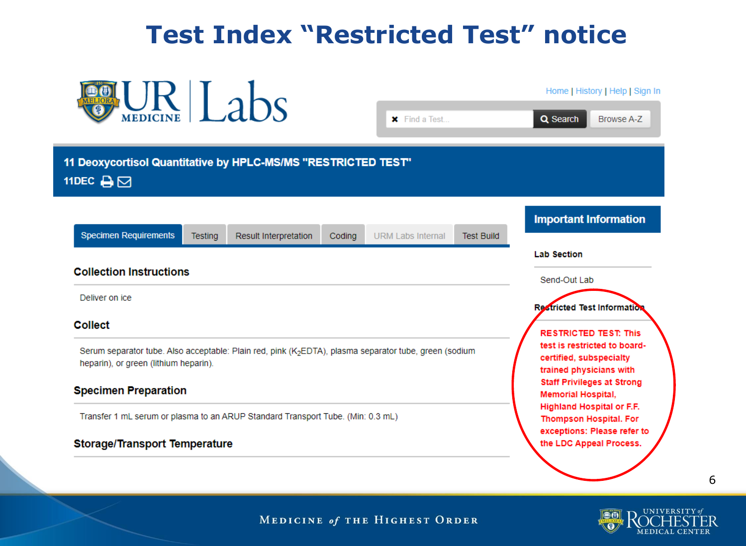# Test Index "Restricted Test" notice

UR Medicine | Labs

Home | History | Help | Sign In

Find a Test... | Search | Browse A-Z

## 11 Deoxycortisol Quantitative by HPLC-MS/MS "RESTRICTED TEST"

11DEC

Specimen Requirements | Testing | Result Interpretation | Coding | URM Labs Internal | Test Build

### Collection Instructions

Deliver on ice

### Collect

Serum separator tube. Also acceptable: Plain red, pink ($K_2$EDTA), plasma separator tube, green (sodium heparin), or green (lithium heparin).

### Specimen Preparation

Transfer 1 mL serum or plasma to an ARUP Standard Transport Tube. (Min: 0.3 mL)

### Storage/Transport Temperature

### Important Information

**Lab Section**

Send-Out Lab

**Restricted Test Information**

RESTRICTED TEST: This test is restricted to board-certified, subspecialty trained physicians with Staff Privileges at Strong Memorial Hospital, Highland Hospital or F.F. Thompson Hospital. For exceptions: Please refer to the LDC Appeal Process.

MEDICINE *of* THE HIGHEST ORDER

UNIVERSITY *of* ROCHESTER MEDICAL CENTER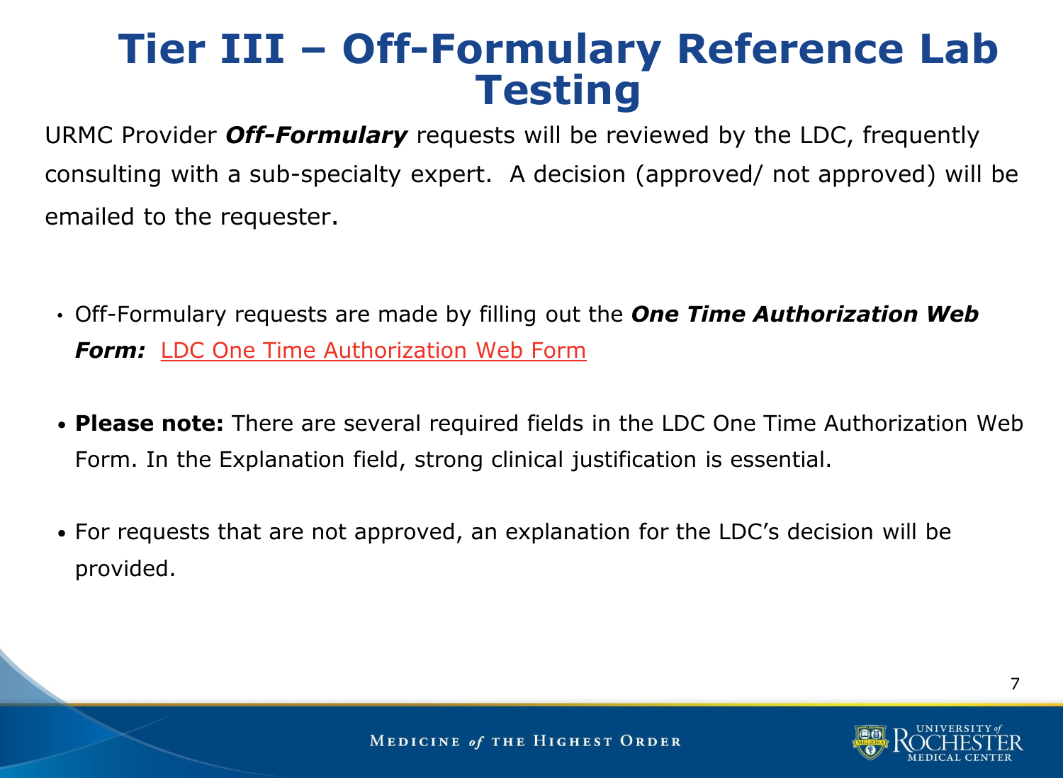# Tier III – Off-Formulary Reference Lab Testing

URMC Provider ***Off-Formulary*** requests will be reviewed by the LDC, frequently consulting with a sub-specialty expert. A decision (approved/ not approved) will be emailed to the requester.

- Off-Formulary requests are made by filling out the ***One Time Authorization Web Form:*** LDC One Time Authorization Web Form

- **Please note:** There are several required fields in the LDC One Time Authorization Web Form. In the Explanation field, strong clinical justification is essential.

- For requests that are not approved, an explanation for the LDC's decision will be provided.